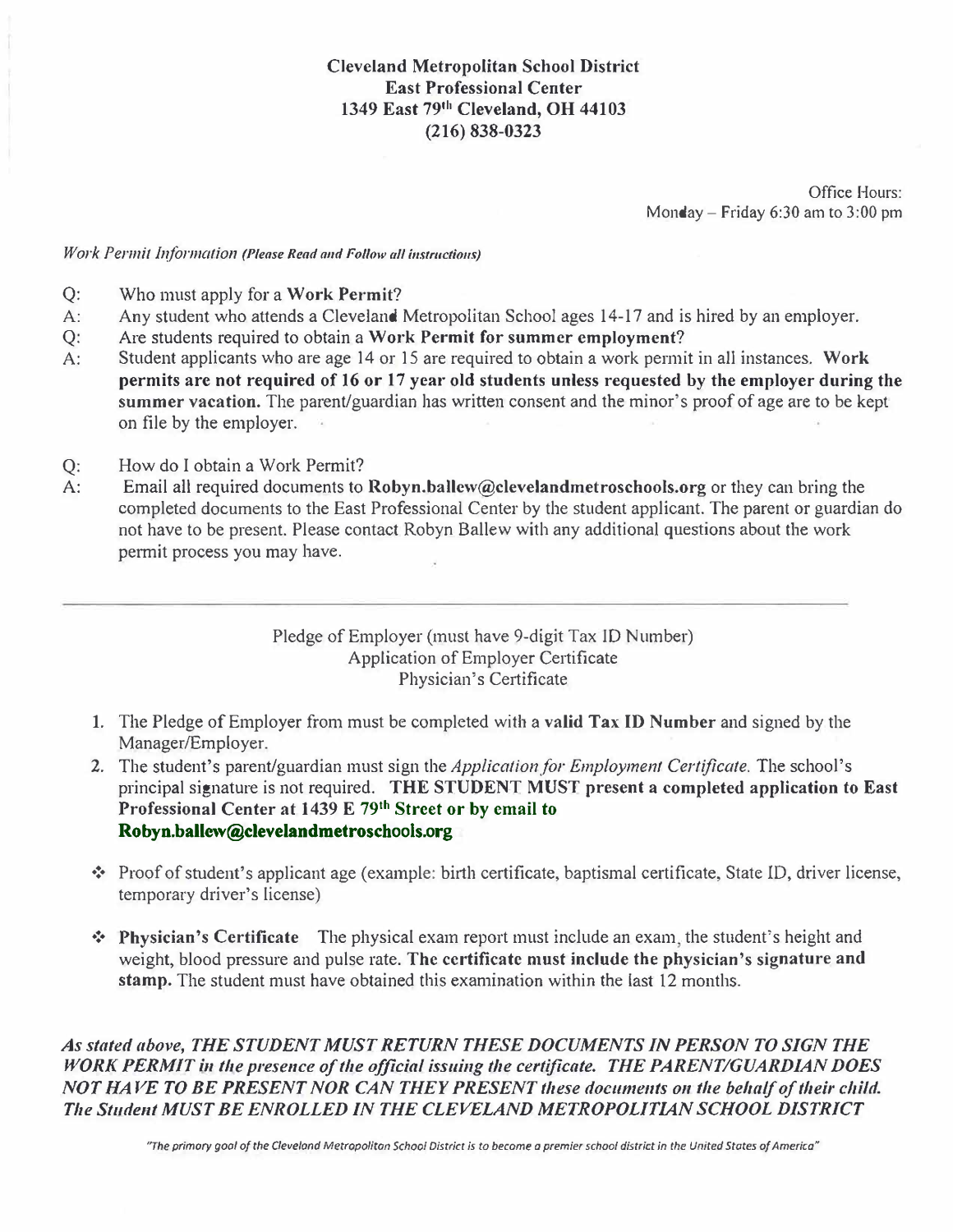**Cleveland Metropolitan School District**
**East Professional Center**
**1349 East 79th Cleveland, OH 44103**
**(216) 838-0323**

Office Hours:
Monday – Friday 6:30 am to 3:00 pm

*Work Permit Information (Please Read and Follow all instructions)*

Q: Who must apply for a **Work Permit**?

A: Any student who attends a Cleveland Metropolitan School ages 14-17 and is hired by an employer.

Q: Are students required to obtain a **Work Permit for summer employment**?

A: Student applicants who are age 14 or 15 are required to obtain a work permit in all instances. **Work permits are not required of 16 or 17 year old students unless requested by the employer during the summer vacation.** The parent/guardian has written consent and the minor's proof of age are to be kept on file by the employer.

Q: How do I obtain a Work Permit?

A: Email all required documents to **Robyn.ballew@clevelandmetroschools.org** or they can bring the completed documents to the East Professional Center by the student applicant. The parent or guardian do not have to be present. Please contact Robyn Ballew with any additional questions about the work permit process you may have.

---

Pledge of Employer (must have 9-digit Tax ID Number)
Application of Employer Certificate
Physician's Certificate

1. The Pledge of Employer from must be completed with a **valid Tax ID Number** and signed by the Manager/Employer.
2. The student's parent/guardian must sign the *Application for Employment Certificate.* The school's principal signature is not required. **THE STUDENT MUST present a completed application to East Professional Center at 1439 E 79th Street or by email to Robyn.ballew@clevelandmetroschools.org**

- Proof of student's applicant age (example: birth certificate, baptismal certificate, State ID, driver license, temporary driver's license)
- **Physician's Certificate** The physical exam report must include an exam, the student's height and weight, blood pressure and pulse rate. **The certificate must include the physician's signature and stamp.** The student must have obtained this examination within the last 12 months.

***As stated above, THE STUDENT MUST RETURN THESE DOCUMENTS IN PERSON TO SIGN THE WORK PERMIT in the presence of the official issuing the certificate. THE PARENT/GUARDIAN DOES NOT HAVE TO BE PRESENT NOR CAN THEY PRESENT these documents on the behalf of their child. The Student MUST BE ENROLLED IN THE CLEVELAND METROPOLITIAN SCHOOL DISTRICT***

*"The primary goal of the Cleveland Metropolitan School District is to become a premier school district in the United States of America"*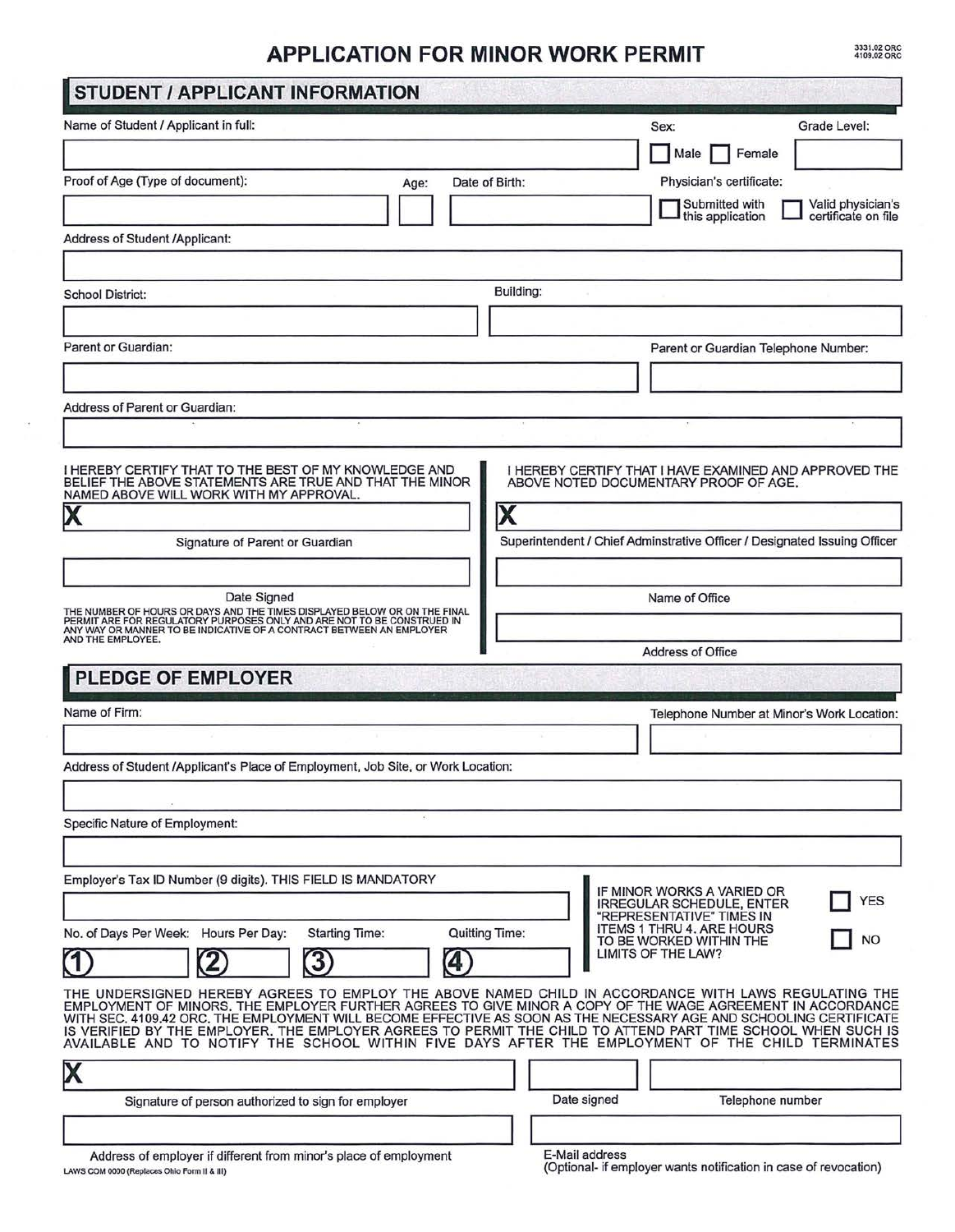# APPLICATION FOR MINOR WORK PERMIT

3331.02 ORC
4109.02 ORC

## STUDENT / APPLICANT INFORMATION

Name of Student / Applicant in full: ______________________

Sex: ☐ Male ☐ Female

Grade Level: ______

Proof of Age (Type of document): ______________________

Age: ____

Date of Birth: ______________

Physician's certificate: ☐ Submitted with this application ☐ Valid physician's certificate on file

Address of Student /Applicant: ______________________

School District: ______________________

Building: ______________________

Parent or Guardian: ______________________

Parent or Guardian Telephone Number: ______________

Address of Parent or Guardian: ______________________

I HEREBY CERTIFY THAT TO THE BEST OF MY KNOWLEDGE AND BELIEF THE ABOVE STATEMENTS ARE TRUE AND THAT THE MINOR NAMED ABOVE WILL WORK WITH MY APPROVAL.

X ______________________

Signature of Parent or Guardian

______________________

Date Signed

THE NUMBER OF HOURS OR DAYS AND THE TIMES DISPLAYED BELOW OR ON THE FINAL PERMIT ARE FOR REGULATORY PURPOSES ONLY AND ARE NOT TO BE CONSTRUED IN ANY WAY OR MANNER TO BE INDICATIVE OF A CONTRACT BETWEEN AN EMPLOYER AND THE EMPLOYEE.

I HEREBY CERTIFY THAT I HAVE EXAMINED AND APPROVED THE ABOVE NOTED DOCUMENTARY PROOF OF AGE.

X ______________________

Superintendent / Chief Adminstrative Officer / Designated Issuing Officer

______________________

Name of Office

______________________

Address of Office

## PLEDGE OF EMPLOYER

Name of Firm: ______________________

Telephone Number at Minor's Work Location: ______________

Address of Student /Applicant's Place of Employment, Job Site, or Work Location: ______________________

Specific Nature of Employment: ______________________

Employer's Tax ID Number (9 digits). THIS FIELD IS MANDATORY ______________________

| No. of Days Per Week: | Hours Per Day: | Starting Time: | Quitting Time: |
|---|---|---|---|
| ① | ② | ③ | ④ |

IF MINOR WORKS A VARIED OR IRREGULAR SCHEDULE, ENTER "REPRESENTATIVE" TIMES IN ITEMS 1 THRU 4. ARE HOURS TO BE WORKED WITHIN THE LIMITS OF THE LAW? ☐ YES ☐ NO

THE UNDERSIGNED HEREBY AGREES TO EMPLOY THE ABOVE NAMED CHILD IN ACCORDANCE WITH LAWS REGULATING THE EMPLOYMENT OF MINORS. THE EMPLOYER FURTHER AGREES TO GIVE MINOR A COPY OF THE WAGE AGREEMENT IN ACCORDANCE WITH SEC. 4109.42 ORC. THE EMPLOYMENT WILL BECOME EFFECTIVE AS SOON AS THE NECESSARY AGE AND SCHOOLING CERTIFICATE IS VERIFIED BY THE EMPLOYER. THE EMPLOYER AGREES TO PERMIT THE CHILD TO ATTEND PART TIME SCHOOL WHEN SUCH IS AVAILABLE AND TO NOTIFY THE SCHOOL WITHIN FIVE DAYS AFTER THE EMPLOYMENT OF THE CHILD TERMINATES

X ______________________

Signature of person authorized to sign for employer

Date signed: ______________

Telephone number: ______________

______________________

Address of employer if different from minor's place of employment

______________________

E-Mail address
(Optional- if employer wants notification in case of revocation)

LAWS COM 0000 (Replaces Ohio Form II & III)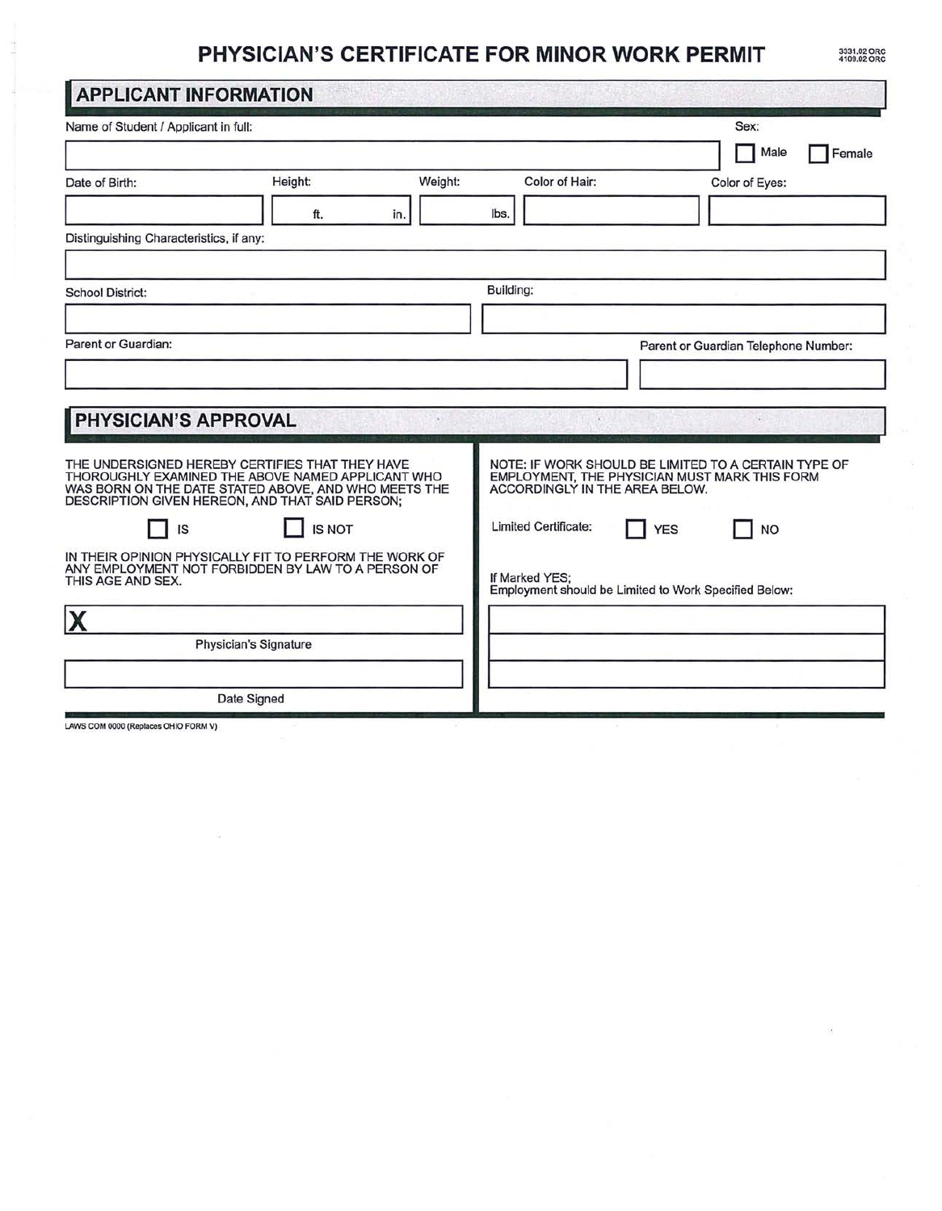# PHYSICIAN'S CERTIFICATE FOR MINOR WORK PERMIT

3331.02 ORC
4109.02 ORC

## APPLICANT INFORMATION

Name of Student / Applicant in full:

Sex: ☐ Male ☐ Female

Date of Birth:

Height: ft. in.

Weight: lbs.

Color of Hair:

Color of Eyes:

Distinguishing Characteristics, if any:

School District:

Building:

Parent or Guardian:

Parent or Guardian Telephone Number:

## PHYSICIAN'S APPROVAL

THE UNDERSIGNED HEREBY CERTIFIES THAT THEY HAVE THOROUGHLY EXAMINED THE ABOVE NAMED APPLICANT WHO WAS BORN ON THE DATE STATED ABOVE, AND WHO MEETS THE DESCRIPTION GIVEN HEREON, AND THAT SAID PERSON;

☐ IS ☐ IS NOT

IN THEIR OPINION PHYSICALLY FIT TO PERFORM THE WORK OF ANY EMPLOYMENT NOT FORBIDDEN BY LAW TO A PERSON OF THIS AGE AND SEX.

X

Physician's Signature

Date Signed

NOTE: IF WORK SHOULD BE LIMITED TO A CERTAIN TYPE OF EMPLOYMENT, THE PHYSICIAN MUST MARK THIS FORM ACCORDINGLY IN THE AREA BELOW.

Limited Certificate: ☐ YES ☐ NO

If Marked YES;
Employment should be Limited to Work Specified Below:

LAWS COM 0000 (Replaces OHIO FORM V)